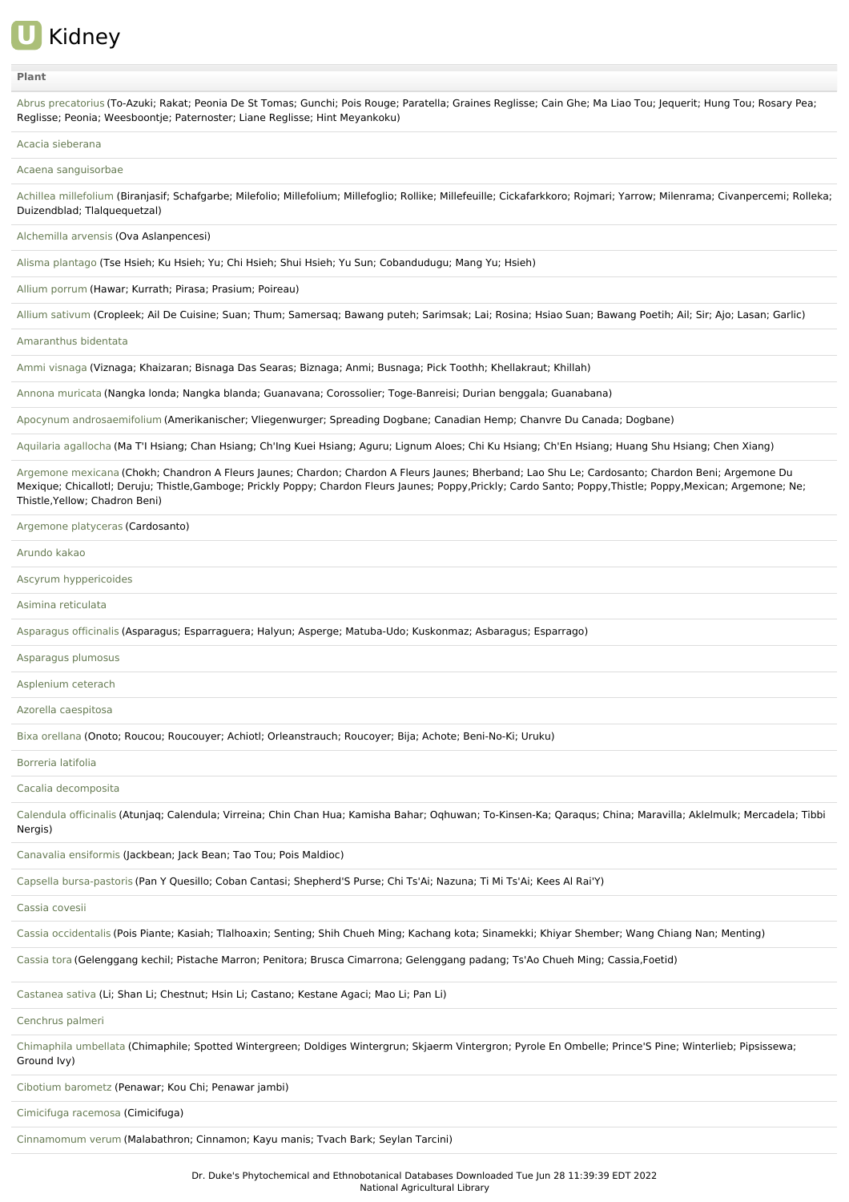# Kidney

| Plant |
| --- |
| Abrus precatorius (To-Azuki; Rakat; Peonia De St Tomas; Gunchi; Pois Rouge; Paratella; Graines Reglisse; Cain Ghe; Ma Liao Tou; Jequerit; Hung Tou; Rosary Pea; Reglisse; Peonia; Weesboontje; Paternoster; Liane Reglisse; Hint Meyankoku) |
| Acacia sieberana |
| Acaena sanguisorbae |
| Achillea millefolium (Biranjasif; Schafgarbe; Milefolio; Millefolium; Millefoglio; Rollike; Millefeuille; Cickafarkkoro; Rojmari; Yarrow; Milenrama; Civanpercemi; Rolleka; Duizendblad; Tlalquequetzal) |
| Alchemilla arvensis (Ova Aslanpencesi) |
| Alisma plantago (Tse Hsieh; Ku Hsieh; Yu; Chi Hsieh; Shui Hsieh; Yu Sun; Cobandudugu; Mang Yu; Hsieh) |
| Allium porrum (Hawar; Kurrath; Pirasa; Prasium; Poireau) |
| Allium sativum (Cropleek; Ail De Cuisine; Suan; Thum; Samersaq; Bawang puteh; Sarimsak; Lai; Rosina; Hsiao Suan; Bawang Poetih; Ail; Sir; Ajo; Lasan; Garlic) |
| Amaranthus bidentata |
| Ammi visnaga (Viznaga; Khaizaran; Bisnaga Das Searas; Biznaga; Anmi; Busnaga; Pick Toothh; Khellakraut; Khillah) |
| Annona muricata (Nangka londa; Nangka blanda; Guanavana; Corossolier; Toge-Banreisi; Durian benggala; Guanabana) |
| Apocynum androsaemifolium (Amerikanischer; Vliegenwurger; Spreading Dogbane; Canadian Hemp; Chanvre Du Canada; Dogbane) |
| Aquilaria agallocha (Ma T'I Hsiang; Chan Hsiang; Ch'Ing Kuei Hsiang; Aguru; Lignum Aloes; Chi Ku Hsiang; Ch'En Hsiang; Huang Shu Hsiang; Chen Xiang) |
| Argemone mexicana (Chokh; Chandron A Fleurs Jaunes; Chardon; Chardon A Fleurs Jaunes; Bherband; Lao Shu Le; Cardosanto; Chardon Beni; Argemone Du Mexique; Chicallotl; Deruju; Thistle,Gamboge; Prickly Poppy; Chardon Fleurs Jaunes; Poppy,Prickly; Cardo Santo; Poppy,Thistle; Poppy,Mexican; Argemone; Ne; Thistle,Yellow; Chadron Beni) |
| Argemone platyceras (Cardosanto) |
| Arundo kakao |
| Ascyrum hyppericoides |
| Asimina reticulata |
| Asparagus officinalis (Asparagus; Esparraguera; Halyun; Asperge; Matuba-Udo; Kuskonmaz; Asbaragus; Esparrago) |
| Asparagus plumosus |
| Asplenium ceterach |
| Azorella caespitosa |
| Bixa orellana (Onoto; Roucou; Roucouyer; Achiotl; Orleanstrauch; Roucoyer; Bija; Achote; Beni-No-Ki; Uruku) |
| Borreria latifolia |
| Cacalia decomposita |
| Calendula officinalis (Atunjaq; Calendula; Virreina; Chin Chan Hua; Kamisha Bahar; Oqhuwan; To-Kinsen-Ka; Qaraqus; China; Maravilla; Aklelmulk; Mercadela; Tibbi Nergis) |
| Canavalia ensiformis (Jackbean; Jack Bean; Tao Tou; Pois Maldioc) |
| Capsella bursa-pastoris (Pan Y Quesillo; Coban Cantasi; Shepherd'S Purse; Chi Ts'Ai; Nazuna; Ti Mi Ts'Ai; Kees Al Rai'Y) |
| Cassia covesii |
| Cassia occidentalis (Pois Piante; Kasiah; Tlalhoaxin; Senting; Shih Chueh Ming; Kachang kota; Sinamekki; Khiyar Shember; Wang Chiang Nan; Menting) |
| Cassia tora (Gelenggang kechil; Pistache Marron; Penitora; Brusca Cimarrona; Gelenggang padang; Ts'Ao Chueh Ming; Cassia,Foetid) |
| Castanea sativa (Li; Shan Li; Chestnut; Hsin Li; Castano; Kestane Agaci; Mao Li; Pan Li) |
| Cenchrus palmeri |
| Chimaphila umbellata (Chimaphile; Spotted Wintergreen; Doldiges Wintergrun; Skjaerm Vintergron; Pyrole En Ombelle; Prince'S Pine; Winterlieb; Pipsissewa; Ground Ivy) |
| Cibotium barometz (Penawar; Kou Chi; Penawar jambi) |
| Cimicifuga racemosa (Cimicifuga) |
| Cinnamomum verum (Malabathron; Cinnamon; Kayu manis; Tvach Bark; Seylan Tarcini) |

Dr. Duke's Phytochemical and Ethnobotanical Databases Downloaded Tue Jun 28 11:39:39 EDT 2022
National Agricultural Library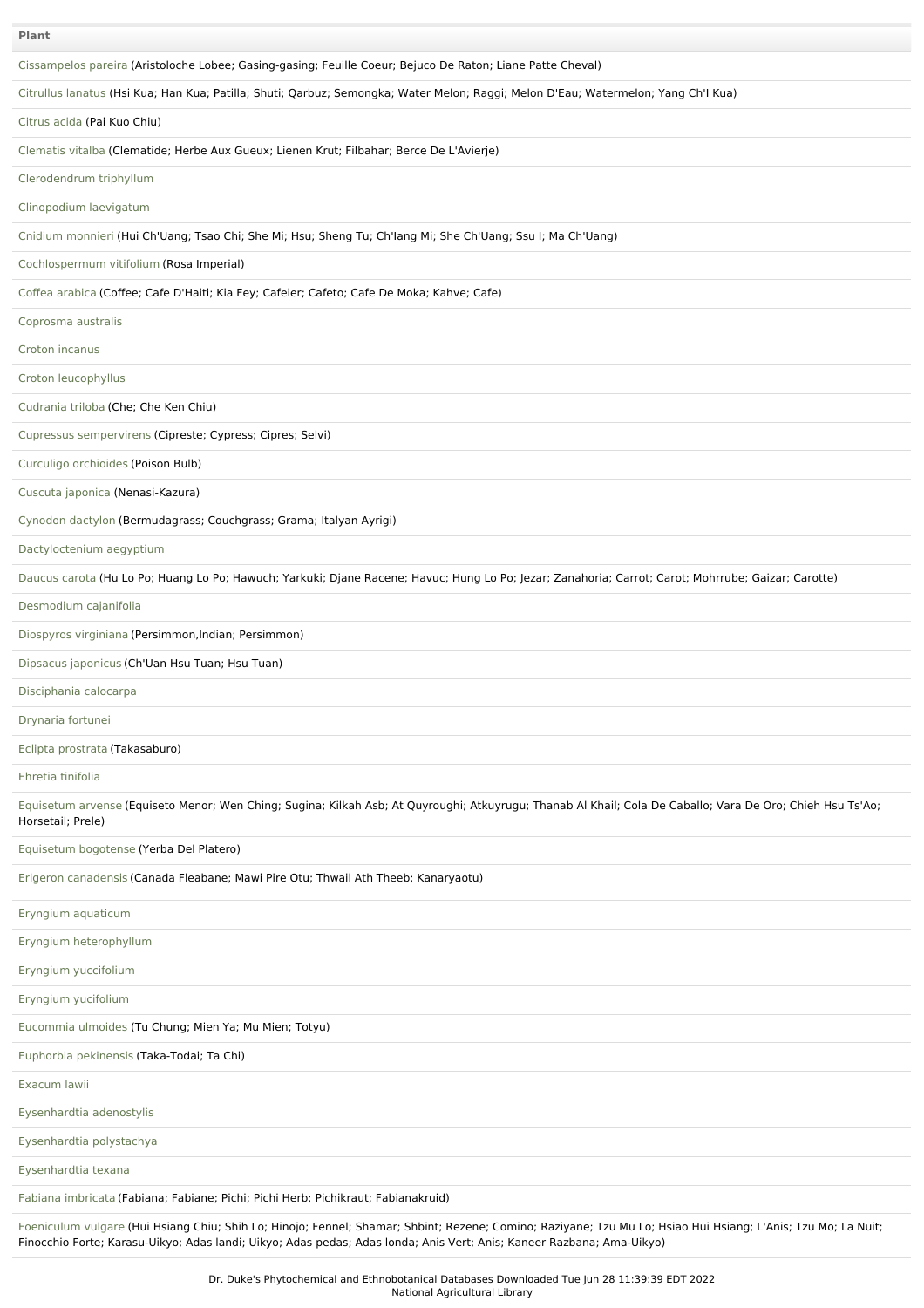| Plant |
| --- |
| Cissampelos pareira (Aristoloche Lobee; Gasing-gasing; Feuille Coeur; Bejuco De Raton; Liane Patte Cheval) |
| Citrullus lanatus (Hsi Kua; Han Kua; Patilla; Shuti; Qarbuz; Semongka; Water Melon; Raggi; Melon D'Eau; Watermelon; Yang Ch'I Kua) |
| Citrus acida (Pai Kuo Chiu) |
| Clematis vitalba (Clematide; Herbe Aux Gueux; Lienen Krut; Filbahar; Berce De L'Avierje) |
| Clerodendrum triphyllum |
| Clinopodium laevigatum |
| Cnidium monnieri (Hui Ch'Uang; Tsao Chi; She Mi; Hsu; Sheng Tu; Ch'Iang Mi; She Ch'Uang; Ssu I; Ma Ch'Uang) |
| Cochlospermum vitifolium (Rosa Imperial) |
| Coffea arabica (Coffee; Cafe D'Haiti; Kia Fey; Cafeier; Cafeto; Cafe De Moka; Kahve; Cafe) |
| Coprosma australis |
| Croton incanus |
| Croton leucophyllus |
| Cudrania triloba (Che; Che Ken Chiu) |
| Cupressus sempervirens (Cipreste; Cypress; Cipres; Selvi) |
| Curculigo orchioides (Poison Bulb) |
| Cuscuta japonica (Nenasi-Kazura) |
| Cynodon dactylon (Bermudagrass; Couchgrass; Grama; Italyan Ayrigi) |
| Dactyloctenium aegyptium |
| Daucus carota (Hu Lo Po; Huang Lo Po; Hawuch; Yarkuki; Djane Racene; Havuc; Hung Lo Po; Jezar; Zanahoria; Carrot; Carot; Mohrrube; Gaizar; Carotte) |
| Desmodium cajanifolia |
| Diospyros virginiana (Persimmon,Indian; Persimmon) |
| Dipsacus japonicus (Ch'Uan Hsu Tuan; Hsu Tuan) |
| Disciphania calocarpa |
| Drynaria fortunei |
| Eclipta prostrata (Takasaburo) |
| Ehretia tinifolia |
| Equisetum arvense (Equiseto Menor; Wen Ching; Sugina; Kilkah Asb; At Quyroughi; Atkuyrugu; Thanab Al Khail; Cola De Caballo; Vara De Oro; Chieh Hsu Ts'Ao; Horsetail; Prele) |
| Equisetum bogotense (Yerba Del Platero) |
| Erigeron canadensis (Canada Fleabane; Mawi Pire Otu; Thwail Ath Theeb; Kanaryaotu) |
| Eryngium aquaticum |
| Eryngium heterophyllum |
| Eryngium yuccifolium |
| Eryngium yucifolium |
| Eucommia ulmoides (Tu Chung; Mien Ya; Mu Mien; Totyu) |
| Euphorbia pekinensis (Taka-Todai; Ta Chi) |
| Exacum lawii |
| Eysenhardtia adenostylis |
| Eysenhardtia polystachya |
| Eysenhardtia texana |
| Fabiana imbricata (Fabiana; Fabiane; Pichi; Pichi Herb; Pichikraut; Fabianakruid) |
| Foeniculum vulgare (Hui Hsiang Chiu; Shih Lo; Hinojo; Fennel; Shamar; Shbint; Rezene; Comino; Raziyane; Tzu Mu Lo; Hsiao Hui Hsiang; L'Anis; Tzu Mo; La Nuit; Finocchio Forte; Karasu-Uikyo; Adas landi; Uikyo; Adas pedas; Adas londa; Anis Vert; Anis; Kaneer Razbana; Ama-Uikyo) |

Dr. Duke's Phytochemical and Ethnobotanical Databases Downloaded Tue Jun 28 11:39:39 EDT 2022
National Agricultural Library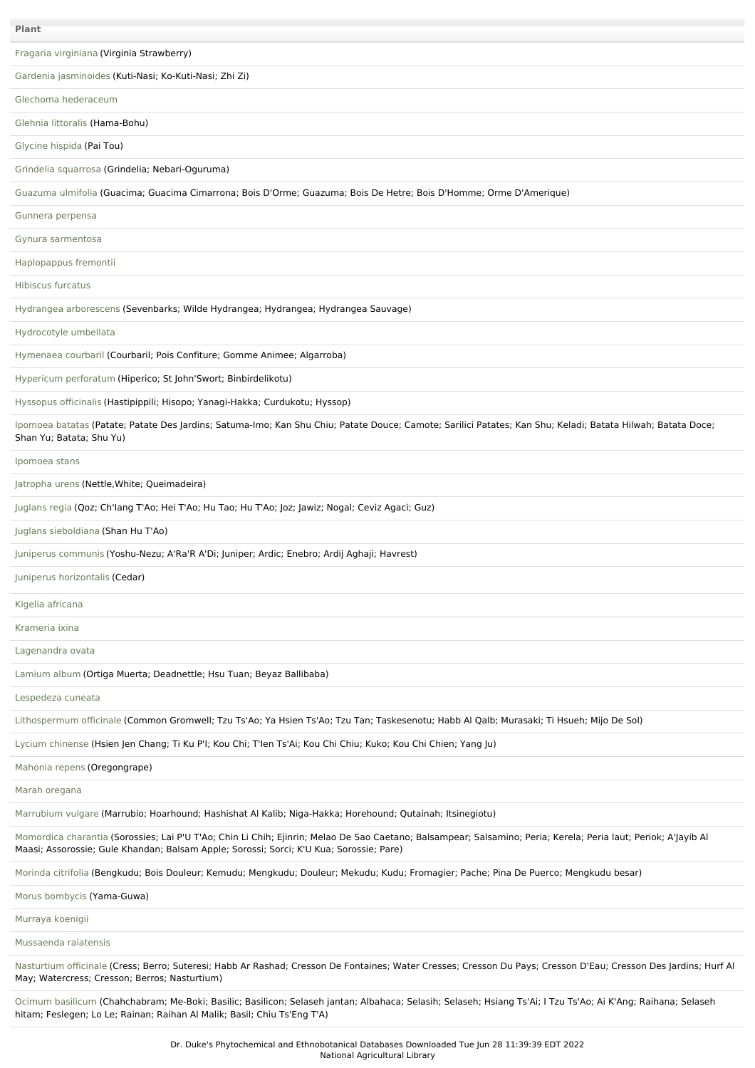| Plant |
| --- |
| Fragaria virginiana (Virginia Strawberry) |
| Gardenia jasminoides (Kuti-Nasi; Ko-Kuti-Nasi; Zhi Zi) |
| Glechoma hederaceum |
| Glehnia littoralis (Hama-Bohu) |
| Glycine hispida (Pai Tou) |
| Grindelia squarrosa (Grindelia; Nebari-Oguruma) |
| Guazuma ulmifolia (Guacima; Guacima Cimarrona; Bois D'Orme; Guazuma; Bois De Hetre; Bois D'Homme; Orme D'Amerique) |
| Gunnera perpensa |
| Gynura sarmentosa |
| Haplopappus fremontii |
| Hibiscus furcatus |
| Hydrangea arborescens (Sevenbarks; Wilde Hydrangea; Hydrangea; Hydrangea Sauvage) |
| Hydrocotyle umbellata |
| Hymenaea courbaril (Courbaril; Pois Confiture; Gomme Animee; Algarroba) |
| Hypericum perforatum (Hiperico; St John'Swort; Binbirdelikotu) |
| Hyssopus officinalis (Hastipippili; Hisopo; Yanagi-Hakka; Curdukotu; Hyssop) |
| Ipomoea batatas (Patate; Patate Des Jardins; Satuma-Imo; Kan Shu Chiu; Patate Douce; Camote; Sarilici Patates; Kan Shu; Keladi; Batata Hilwah; Batata Doce; Shan Yu; Batata; Shu Yu) |
| Ipomoea stans |
| Jatropha urens (Nettle,White; Queimadeira) |
| Juglans regia (Qoz; Ch'Iang T'Ao; Hei T'Ao; Hu Tao; Hu T'Ao; Joz; Jawiz; Nogal; Ceviz Agaci; Guz) |
| Juglans sieboldiana (Shan Hu T'Ao) |
| Juniperus communis (Yoshu-Nezu; A'Ra'R A'Di; Juniper; Ardic; Enebro; Ardij Aghaji; Havrest) |
| Juniperus horizontalis (Cedar) |
| Kigelia africana |
| Krameria ixina |
| Lagenandra ovata |
| Lamium album (Ortiga Muerta; Deadnettle; Hsu Tuan; Beyaz Ballibaba) |
| Lespedeza cuneata |
| Lithospermum officinale (Common Gromwell; Tzu Ts'Ao; Ya Hsien Ts'Ao; Tzu Tan; Taskesenotu; Habb Al Qalb; Murasaki; Ti Hsueh; Mijo De Sol) |
| Lycium chinense (Hsien Jen Chang; Ti Ku P'I; Kou Chi; T'Ien Ts'Ai; Kou Chi Chiu; Kuko; Kou Chi Chien; Yang Ju) |
| Mahonia repens (Oregongrape) |
| Marah oregana |
| Marrubium vulgare (Marrubio; Hoarhound; Hashishat Al Kalib; Niga-Hakka; Horehound; Qutainah; Itsinegiotu) |
| Momordica charantia (Sorossies; Lai P'U T'Ao; Chin Li Chih; Ejinrin; Melao De Sao Caetano; Balsampear; Salsamino; Peria; Kerela; Peria laut; Periok; A'Jayib Al Maasi; Assorossie; Gule Khandan; Balsam Apple; Sorossi; Sorci; K'U Kua; Sorossie; Pare) |
| Morinda citrifolia (Bengkudu; Bois Douleur; Kemudu; Mengkudu; Douleur; Mekudu; Kudu; Fromagier; Pache; Pina De Puerco; Mengkudu besar) |
| Morus bombycis (Yama-Guwa) |
| Murraya koenigii |
| Mussaenda raiatensis |
| Nasturtium officinale (Cress; Berro; Suteresi; Habb Ar Rashad; Cresson De Fontaines; Water Cresses; Cresson Du Pays; Cresson D'Eau; Cresson Des Jardins; Hurf Al May; Watercress; Cresson; Berros; Nasturtium) |
| Ocimum basilicum (Chahchabram; Me-Boki; Basilic; Basilicon; Selaseh jantan; Albahaca; Selasih; Selaseh; Hsiang Ts'Ai; I Tzu Ts'Ao; Ai K'Ang; Raihana; Selaseh hitam; Feslegen; Lo Le; Rainan; Raihan Al Malik; Basil; Chiu Ts'Eng T'A) |

Dr. Duke's Phytochemical and Ethnobotanical Databases Downloaded Tue Jun 28 11:39:39 EDT 2022
National Agricultural Library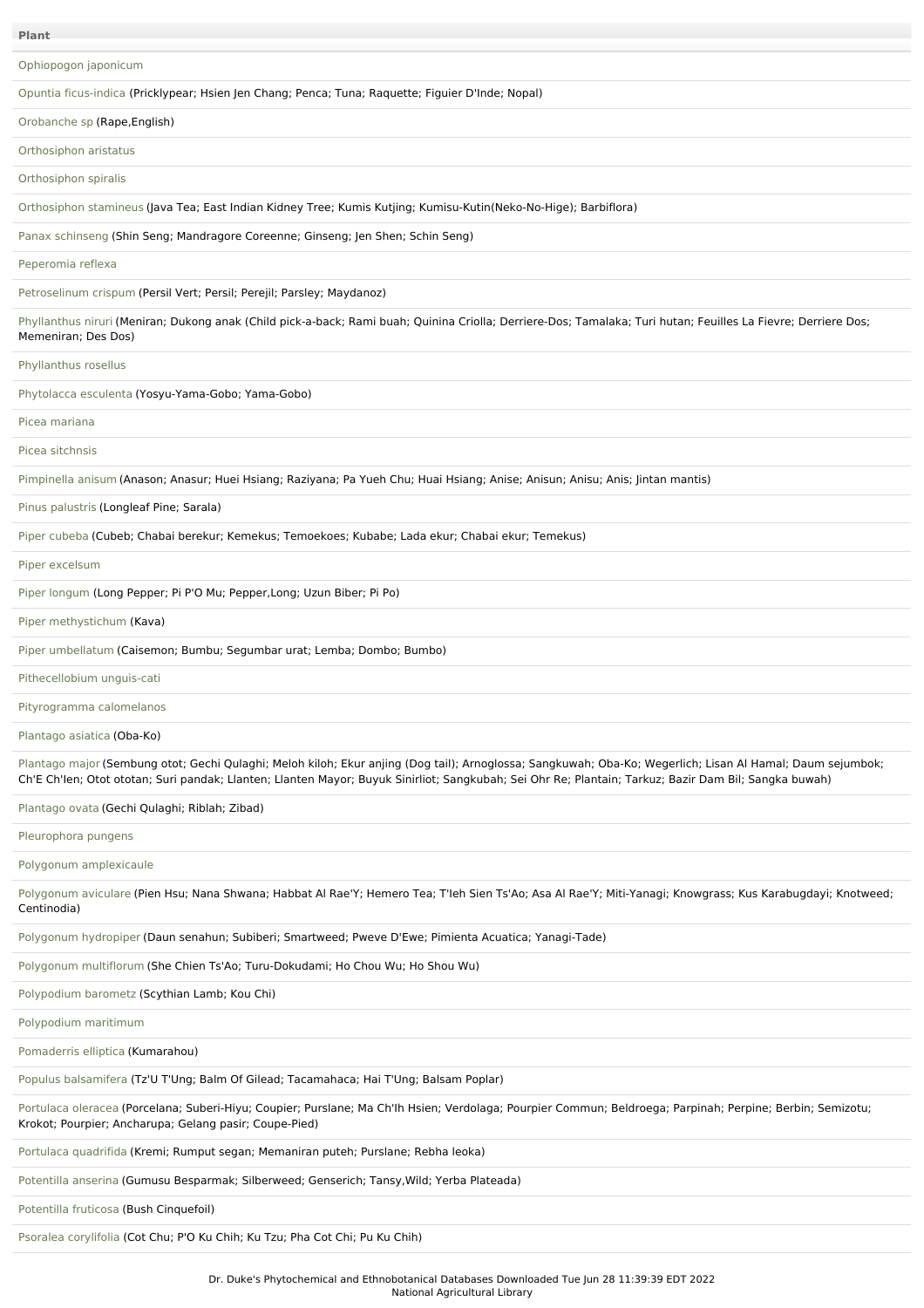| Plant |
| --- |
| Ophiopogon japonicum |
| Opuntia ficus-indica (Pricklypear; Hsien Jen Chang; Penca; Tuna; Raquette; Figuier D'Inde; Nopal) |
| Orobanche sp (Rape,English) |
| Orthosiphon aristatus |
| Orthosiphon spiralis |
| Orthosiphon stamineus (Java Tea; East Indian Kidney Tree; Kumis Kutjing; Kumisu-Kutin(Neko-No-Hige); Barbiflora) |
| Panax schinseng (Shin Seng; Mandragore Coreenne; Ginseng; Jen Shen; Schin Seng) |
| Peperomia reflexa |
| Petroselinum crispum (Persil Vert; Persil; Perejil; Parsley; Maydanoz) |
| Phyllanthus niruri (Meniran; Dukong anak (Child pick-a-back; Rami buah; Quinina Criolla; Derriere-Dos; Tamalaka; Turi hutan; Feuilles La Fievre; Derriere Dos; Memeniran; Des Dos) |
| Phyllanthus rosellus |
| Phytolacca esculenta (Yosyu-Yama-Gobo; Yama-Gobo) |
| Picea mariana |
| Picea sitchnsis |
| Pimpinella anisum (Anason; Anasur; Huei Hsiang; Raziyana; Pa Yueh Chu; Huai Hsiang; Anise; Anisun; Anisu; Anis; Jintan mantis) |
| Pinus palustris (Longleaf Pine; Sarala) |
| Piper cubeba (Cubeb; Chabai berekur; Kemekus; Temoekoes; Kubabe; Lada ekur; Chabai ekur; Temekus) |
| Piper excelsum |
| Piper longum (Long Pepper; Pi P'O Mu; Pepper,Long; Uzun Biber; Pi Po) |
| Piper methystichum (Kava) |
| Piper umbellatum (Caisemon; Bumbu; Segumbar urat; Lemba; Dombo; Bumbo) |
| Pithecellobium unguis-cati |
| Pityrogramma calomelanos |
| Plantago asiatica (Oba-Ko) |
| Plantago major (Sembung otot; Gechi Qulaghi; Meloh kiloh; Ekur anjing (Dog tail); Arnoglossa; Sangkuwah; Oba-Ko; Wegerlich; Lisan Al Hamal; Daum sejumbok; Ch'E Ch'Ien; Otot ototan; Suri pandak; Llanten; Llanten Mayor; Buyuk Sinirliot; Sangkubah; Sei Ohr Re; Plantain; Tarkuz; Bazir Dam Bil; Sangka buwah) |
| Plantago ovata (Gechi Qulaghi; Riblah; Zibad) |
| Pleurophora pungens |
| Polygonum amplexicaule |
| Polygonum aviculare (Pien Hsu; Nana Shwana; Habbat Al Rae'Y; Hemero Tea; T'Ieh Sien Ts'Ao; Asa Al Rae'Y; Miti-Yanagi; Knowgrass; Kus Karabugdayi; Knotweed; Centinodia) |
| Polygonum hydropiper (Daun senahun; Subiberi; Smartweed; Pweve D'Ewe; Pimienta Acuatica; Yanagi-Tade) |
| Polygonum multiflorum (She Chien Ts'Ao; Turu-Dokudami; Ho Chou Wu; Ho Shou Wu) |
| Polypodium barometz (Scythian Lamb; Kou Chi) |
| Polypodium maritimum |
| Pomaderris elliptica (Kumarahou) |
| Populus balsamifera (Tz'U T'Ung; Balm Of Gilead; Tacamahaca; Hai T'Ung; Balsam Poplar) |
| Portulaca oleracea (Porcelana; Suberi-Hiyu; Coupier; Purslane; Ma Ch'Ih Hsien; Verdolaga; Pourpier Commun; Beldroega; Parpinah; Perpine; Berbin; Semizotu; Krokot; Pourpier; Ancharupa; Gelang pasir; Coupe-Pied) |
| Portulaca quadrifida (Kremi; Rumput segan; Memaniran puteh; Purslane; Rebha leoka) |
| Potentilla anserina (Gumusu Besparmak; Silberweed; Genserich; Tansy,Wild; Yerba Plateada) |
| Potentilla fruticosa (Bush Cinquefoil) |
| Psoralea corylifolia (Cot Chu; P'O Ku Chih; Ku Tzu; Pha Cot Chi; Pu Ku Chih) |

Dr. Duke's Phytochemical and Ethnobotanical Databases Downloaded Tue Jun 28 11:39:39 EDT 2022
National Agricultural Library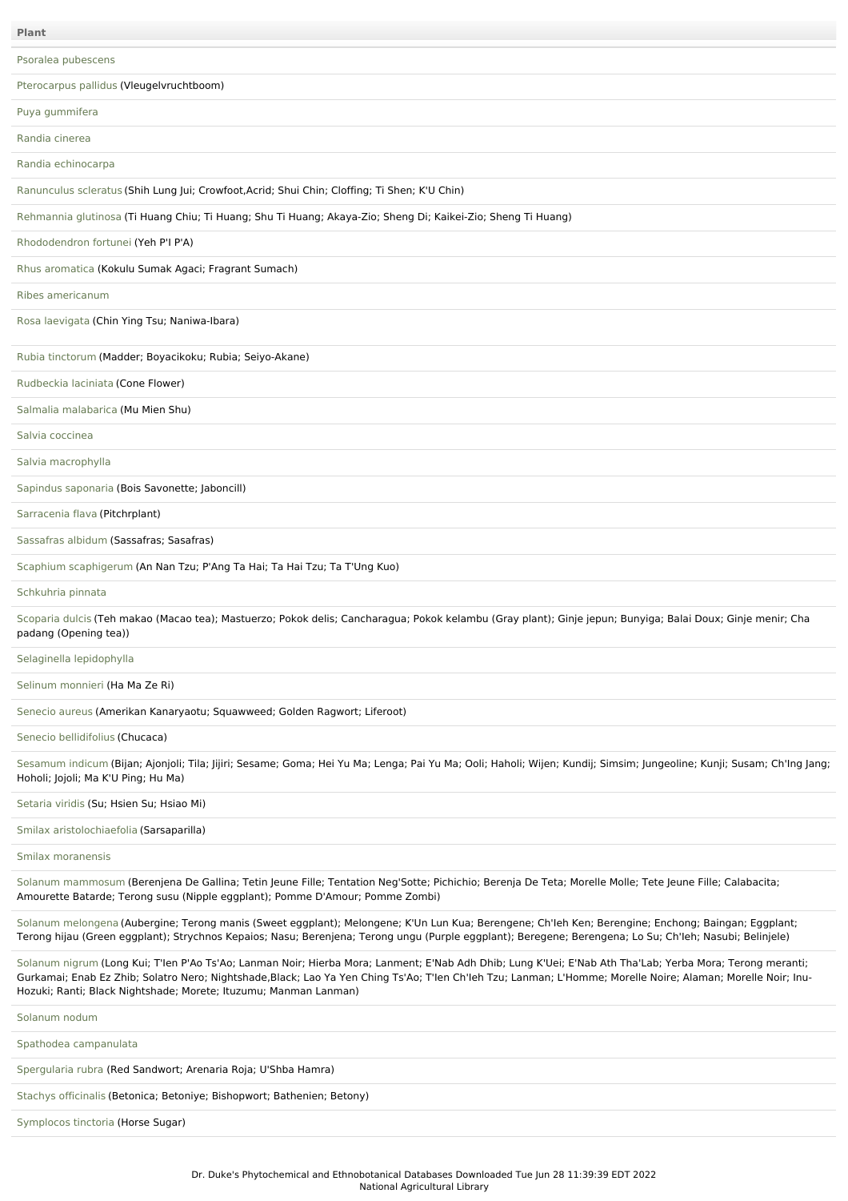| Plant |
| --- |
| Psoralea pubescens |
| Pterocarpus pallidus (Vleugelvruchtboom) |
| Puya gummifera |
| Randia cinerea |
| Randia echinocarpa |
| Ranunculus scleratus (Shih Lung Jui; Crowfoot,Acrid; Shui Chin; Cloffing; Ti Shen; K'U Chin) |
| Rehmannia glutinosa (Ti Huang Chiu; Ti Huang; Shu Ti Huang; Akaya-Zio; Sheng Di; Kaikei-Zio; Sheng Ti Huang) |
| Rhododendron fortunei (Yeh P'I P'A) |
| Rhus aromatica (Kokulu Sumak Agaci; Fragrant Sumach) |
| Ribes americanum |
| Rosa laevigata (Chin Ying Tsu; Naniwa-Ibara) |
| Rubia tinctorum (Madder; Boyacikoku; Rubia; Seiyo-Akane) |
| Rudbeckia laciniata (Cone Flower) |
| Salmalia malabarica (Mu Mien Shu) |
| Salvia coccinea |
| Salvia macrophylla |
| Sapindus saponaria (Bois Savonette; Jaboncill) |
| Sarracenia flava (Pitchrplant) |
| Sassafras albidum (Sassafras; Sasafras) |
| Scaphium scaphigerum (An Nan Tzu; P'Ang Ta Hai; Ta Hai Tzu; Ta T'Ung Kuo) |
| Schkuhria pinnata |
| Scoparia dulcis (Teh makao (Macao tea); Mastuerzo; Pokok delis; Cancharagua; Pokok kelambu (Gray plant); Ginje jepun; Bunyiga; Balai Doux; Ginje menir; Cha padang (Opening tea)) |
| Selaginella lepidophylla |
| Selinum monnieri (Ha Ma Ze Ri) |
| Senecio aureus (Amerikan Kanaryaotu; Squawweed; Golden Ragwort; Liferoot) |
| Senecio bellidifolius (Chucaca) |
| Sesamum indicum (Bijan; Ajonjoli; Tila; Jijiri; Sesame; Goma; Hei Yu Ma; Lenga; Pai Yu Ma; Ooli; Haholi; Wijen; Kundij; Simsim; Jungeoline; Kunji; Susam; Ch'Ing Jang; Hoholi; Jojoli; Ma K'U Ping; Hu Ma) |
| Setaria viridis (Su; Hsien Su; Hsiao Mi) |
| Smilax aristolochiaefolia (Sarsaparilla) |
| Smilax moranensis |
| Solanum mammosum (Berenjena De Gallina; Tetin Jeune Fille; Tentation Neg'Sotte; Pichichio; Berenja De Teta; Morelle Molle; Tete Jeune Fille; Calabacita; Amourette Batarde; Terong susu (Nipple eggplant); Pomme D'Amour; Pomme Zombi) |
| Solanum melongena (Aubergine; Terong manis (Sweet eggplant); Melongene; K'Un Lun Kua; Berengene; Ch'Ieh Ken; Berengine; Enchong; Baingan; Eggplant; Terong hijau (Green eggplant); Strychnos Kepaios; Nasu; Berenjena; Terong ungu (Purple eggplant); Beregene; Berengena; Lo Su; Ch'Ieh; Nasubi; Belinjele) |
| Solanum nigrum (Long Kui; T'Ien P'Ao Ts'Ao; Lanman Noir; Hierba Mora; Lanment; E'Nab Adh Dhib; Lung K'Uei; E'Nab Ath Tha'Lab; Yerba Mora; Terong meranti; Gurkamai; Enab Ez Zhib; Solatro Nero; Nightshade,Black; Lao Ya Yen Ching Ts'Ao; T'Ien Ch'Ieh Tzu; Lanman; L'Homme; Morelle Noire; Alaman; Morelle Noir; Inu-Hozuki; Ranti; Black Nightshade; Morete; Ituzumu; Manman Lanman) |
| Solanum nodum |
| Spathodea campanulata |
| Spergularia rubra (Red Sandwort; Arenaria Roja; U'Shba Hamra) |
| Stachys officinalis (Betonica; Betoniye; Bishopwort; Bathenien; Betony) |
| Symplocos tinctoria (Horse Sugar) |

Dr. Duke's Phytochemical and Ethnobotanical Databases Downloaded Tue Jun 28 11:39:39 EDT 2022
National Agricultural Library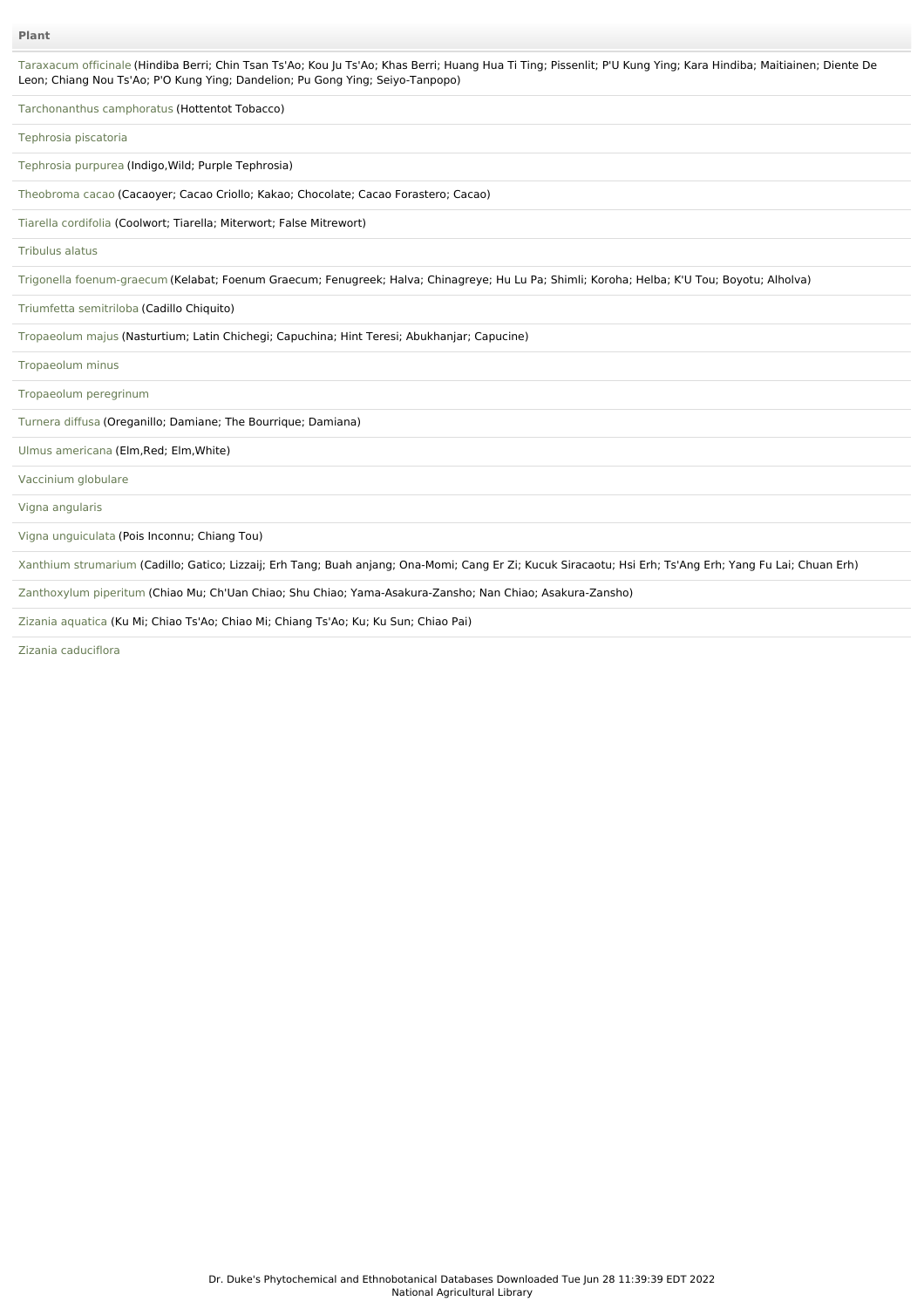| Plant |
| --- |
| Taraxacum officinale (Hindiba Berri; Chin Tsan Ts'Ao; Kou Ju Ts'Ao; Khas Berri; Huang Hua Ti Ting; Pissenlit; P'U Kung Ying; Kara Hindiba; Maitiainen; Diente De Leon; Chiang Nou Ts'Ao; P'O Kung Ying; Dandelion; Pu Gong Ying; Seiyo-Tanpopo) |
| Tarchonanthus camphoratus (Hottentot Tobacco) |
| Tephrosia piscatoria |
| Tephrosia purpurea (Indigo,Wild; Purple Tephrosia) |
| Theobroma cacao (Cacaoyer; Cacao Criollo; Kakao; Chocolate; Cacao Forastero; Cacao) |
| Tiarella cordifolia (Coolwort; Tiarella; Miterwort; False Mitrewort) |
| Tribulus alatus |
| Trigonella foenum-graecum (Kelabat; Foenum Graecum; Fenugreek; Halva; Chinagreye; Hu Lu Pa; Shimli; Koroha; Helba; K'U Tou; Boyotu; Alholva) |
| Triumfetta semitriloba (Cadillo Chiquito) |
| Tropaeolum majus (Nasturtium; Latin Chichegi; Capuchina; Hint Teresi; Abukhanjar; Capucine) |
| Tropaeolum minus |
| Tropaeolum peregrinum |
| Turnera diffusa (Oreganillo; Damiane; The Bourrique; Damiana) |
| Ulmus americana (Elm,Red; Elm,White) |
| Vaccinium globulare |
| Vigna angularis |
| Vigna unguiculata (Pois Inconnu; Chiang Tou) |
| Xanthium strumarium (Cadillo; Gatico; Lizzaij; Erh Tang; Buah anjang; Ona-Momi; Cang Er Zi; Kucuk Siracaotu; Hsi Erh; Ts'Ang Erh; Yang Fu Lai; Chuan Erh) |
| Zanthoxylum piperitum (Chiao Mu; Ch'Uan Chiao; Shu Chiao; Yama-Asakura-Zansho; Nan Chiao; Asakura-Zansho) |
| Zizania aquatica (Ku Mi; Chiao Ts'Ao; Chiao Mi; Chiang Ts'Ao; Ku; Ku Sun; Chiao Pai) |
| Zizania caduciflora |

Dr. Duke's Phytochemical and Ethnobotanical Databases Downloaded Tue Jun 28 11:39:39 EDT 2022
National Agricultural Library